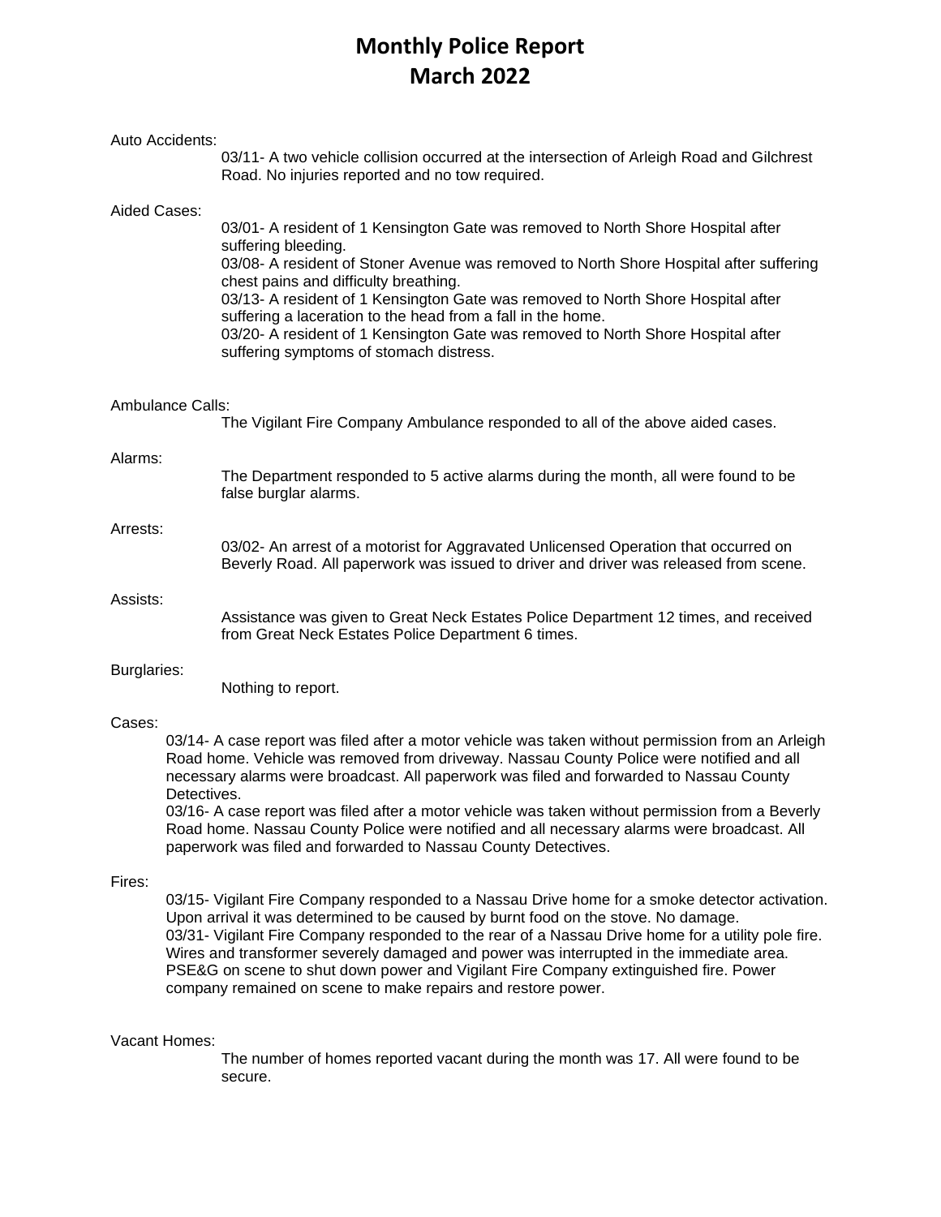# Monthly Police Report
# March 2022

Auto Accidents:

03/11- A two vehicle collision occurred at the intersection of Arleigh Road and Gilchrest Road. No injuries reported and no tow required.

Aided Cases:

03/01- A resident of 1 Kensington Gate was removed to North Shore Hospital after suffering bleeding.
03/08- A resident of Stoner Avenue was removed to North Shore Hospital after suffering chest pains and difficulty breathing.
03/13- A resident of 1 Kensington Gate was removed to North Shore Hospital after suffering a laceration to the head from a fall in the home.
03/20- A resident of 1 Kensington Gate was removed to North Shore Hospital after suffering symptoms of stomach distress.

Ambulance Calls:

The Vigilant Fire Company Ambulance responded to all of the above aided cases.

Alarms:

The Department responded to 5 active alarms during the month, all were found to be false burglar alarms.

Arrests:

03/02- An arrest of a motorist for Aggravated Unlicensed Operation that occurred on Beverly Road. All paperwork was issued to driver and driver was released from scene.

Assists:

Assistance was given to Great Neck Estates Police Department 12 times, and received from Great Neck Estates Police Department 6 times.

Burglaries:

Nothing to report.

Cases:

03/14- A case report was filed after a motor vehicle was taken without permission from an Arleigh Road home. Vehicle was removed from driveway. Nassau County Police were notified and all necessary alarms were broadcast. All paperwork was filed and forwarded to Nassau County Detectives.
03/16- A case report was filed after a motor vehicle was taken without permission from a Beverly Road home. Nassau County Police were notified and all necessary alarms were broadcast. All paperwork was filed and forwarded to Nassau County Detectives.

Fires:

03/15- Vigilant Fire Company responded to a Nassau Drive home for a smoke detector activation. Upon arrival it was determined to be caused by burnt food on the stove. No damage.
03/31- Vigilant Fire Company responded to the rear of a Nassau Drive home for a utility pole fire. Wires and transformer severely damaged and power was interrupted in the immediate area. PSE&G on scene to shut down power and Vigilant Fire Company extinguished fire. Power company remained on scene to make repairs and restore power.

Vacant Homes:

The number of homes reported vacant during the month was 17. All were found to be secure.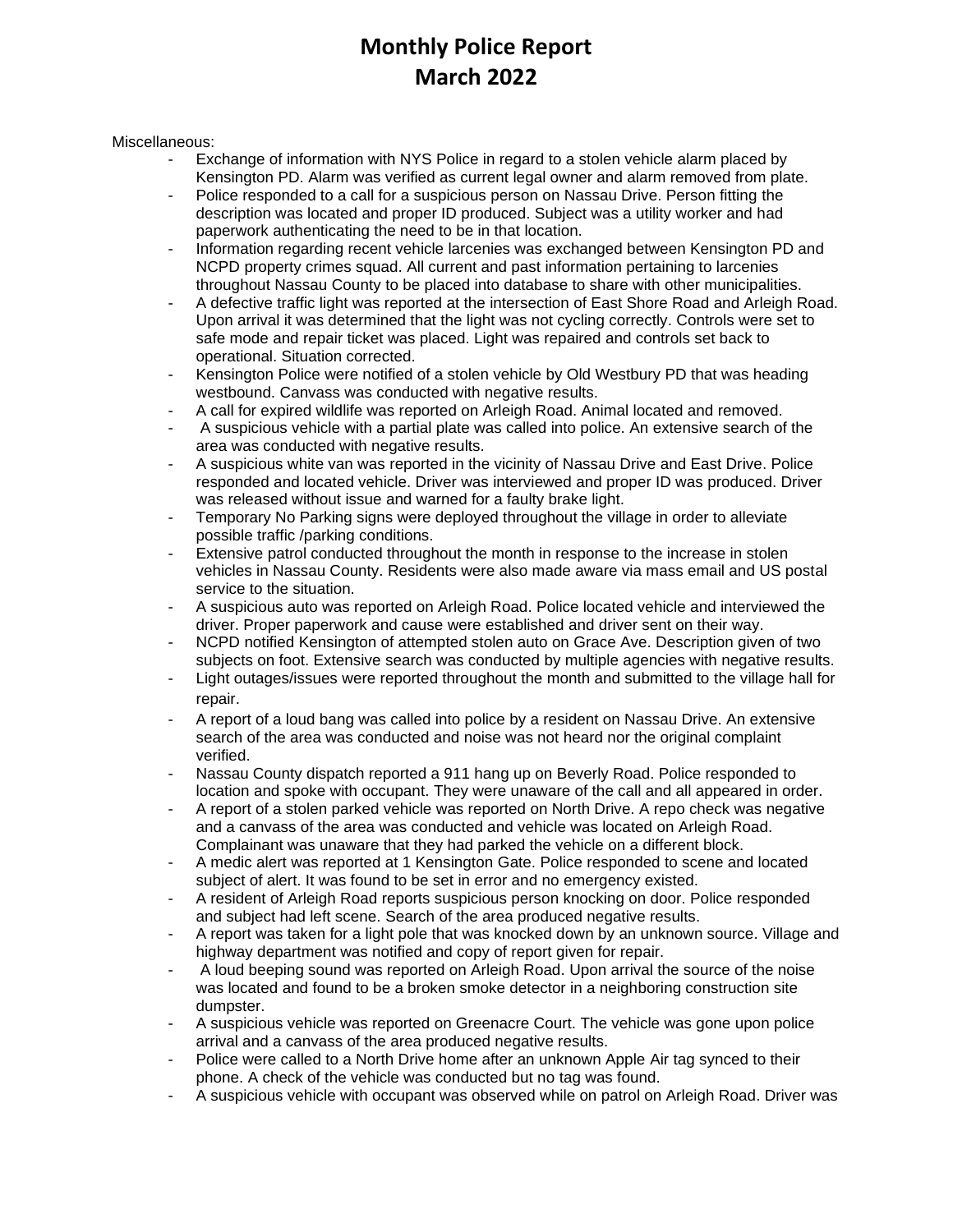# Monthly Police Report
# March 2022

Miscellaneous:

- Exchange of information with NYS Police in regard to a stolen vehicle alarm placed by Kensington PD. Alarm was verified as current legal owner and alarm removed from plate.
- Police responded to a call for a suspicious person on Nassau Drive. Person fitting the description was located and proper ID produced. Subject was a utility worker and had paperwork authenticating the need to be in that location.
- Information regarding recent vehicle larcenies was exchanged between Kensington PD and NCPD property crimes squad. All current and past information pertaining to larcenies throughout Nassau County to be placed into database to share with other municipalities.
- A defective traffic light was reported at the intersection of East Shore Road and Arleigh Road. Upon arrival it was determined that the light was not cycling correctly. Controls were set to safe mode and repair ticket was placed. Light was repaired and controls set back to operational. Situation corrected.
- Kensington Police were notified of a stolen vehicle by Old Westbury PD that was heading westbound. Canvass was conducted with negative results.
- A call for expired wildlife was reported on Arleigh Road. Animal located and removed.
- A suspicious vehicle with a partial plate was called into police. An extensive search of the area was conducted with negative results.
- A suspicious white van was reported in the vicinity of Nassau Drive and East Drive. Police responded and located vehicle. Driver was interviewed and proper ID was produced. Driver was released without issue and warned for a faulty brake light.
- Temporary No Parking signs were deployed throughout the village in order to alleviate possible traffic /parking conditions.
- Extensive patrol conducted throughout the month in response to the increase in stolen vehicles in Nassau County. Residents were also made aware via mass email and US postal service to the situation.
- A suspicious auto was reported on Arleigh Road. Police located vehicle and interviewed the driver. Proper paperwork and cause were established and driver sent on their way.
- NCPD notified Kensington of attempted stolen auto on Grace Ave. Description given of two subjects on foot. Extensive search was conducted by multiple agencies with negative results.
- Light outages/issues were reported throughout the month and submitted to the village hall for repair.
- A report of a loud bang was called into police by a resident on Nassau Drive. An extensive search of the area was conducted and noise was not heard nor the original complaint verified.
- Nassau County dispatch reported a 911 hang up on Beverly Road. Police responded to location and spoke with occupant. They were unaware of the call and all appeared in order.
- A report of a stolen parked vehicle was reported on North Drive. A repo check was negative and a canvass of the area was conducted and vehicle was located on Arleigh Road. Complainant was unaware that they had parked the vehicle on a different block.
- A medic alert was reported at 1 Kensington Gate. Police responded to scene and located subject of alert. It was found to be set in error and no emergency existed.
- A resident of Arleigh Road reports suspicious person knocking on door. Police responded and subject had left scene. Search of the area produced negative results.
- A report was taken for a light pole that was knocked down by an unknown source. Village and highway department was notified and copy of report given for repair.
- A loud beeping sound was reported on Arleigh Road. Upon arrival the source of the noise was located and found to be a broken smoke detector in a neighboring construction site dumpster.
- A suspicious vehicle was reported on Greenacre Court. The vehicle was gone upon police arrival and a canvass of the area produced negative results.
- Police were called to a North Drive home after an unknown Apple Air tag synced to their phone. A check of the vehicle was conducted but no tag was found.
- A suspicious vehicle with occupant was observed while on patrol on Arleigh Road. Driver was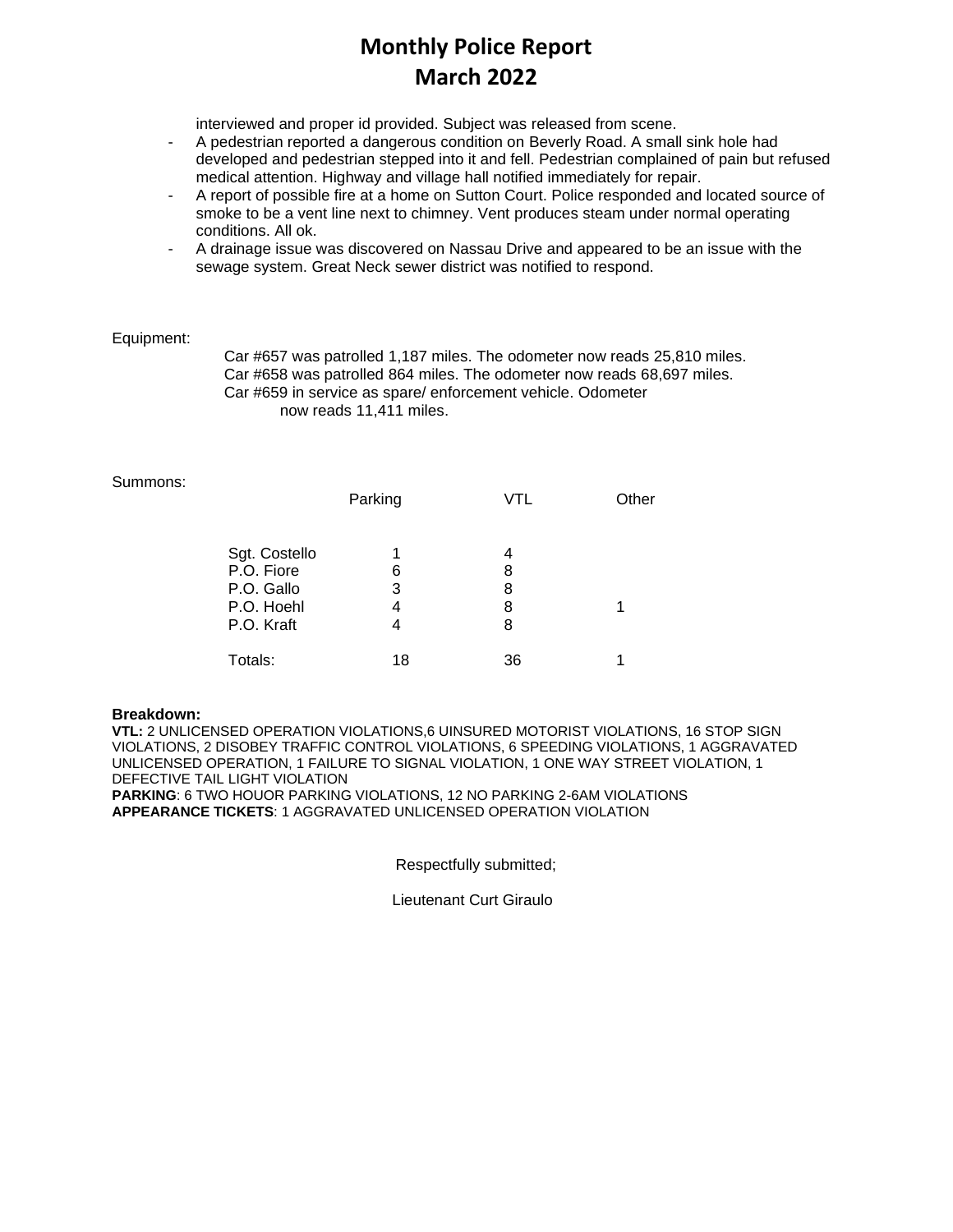interviewed and proper id provided. Subject was released from scene.

- A pedestrian reported a dangerous condition on Beverly Road. A small sink hole had developed and pedestrian stepped into it and fell. Pedestrian complained of pain but refused medical attention. Highway and village hall notified immediately for repair.
- A report of possible fire at a home on Sutton Court. Police responded and located source of smoke to be a vent line next to chimney. Vent produces steam under normal operating conditions. All ok.
- A drainage issue was discovered on Nassau Drive and appeared to be an issue with the sewage system. Great Neck sewer district was notified to respond.

Equipment:

Car #657 was patrolled 1,187 miles. The odometer now reads 25,810 miles.
Car #658 was patrolled 864 miles. The odometer now reads 68,697 miles.
Car #659 in service as spare/ enforcement vehicle. Odometer now reads 11,411 miles.

Summons:

| | Parking | VTL | Other |
|---|---|---|---|
| Sgt. Costello | 1 | 4 | |
| P.O. Fiore | 6 | 8 | |
| P.O. Gallo | 3 | 8 | |
| P.O. Hoehl | 4 | 8 | 1 |
| P.O. Kraft | 4 | 8 | |
| Totals: | 18 | 36 | 1 |

**Breakdown:**

**VTL:** 2 UNLICENSED OPERATION VIOLATIONS,6 UINSURED MOTORIST VIOLATIONS, 16 STOP SIGN VIOLATIONS, 2 DISOBEY TRAFFIC CONTROL VIOLATIONS, 6 SPEEDING VIOLATIONS, 1 AGGRAVATED UNLICENSED OPERATION, 1 FAILURE TO SIGNAL VIOLATION, 1 ONE WAY STREET VIOLATION, 1 DEFECTIVE TAIL LIGHT VIOLATION

**PARKING**: 6 TWO HOUOR PARKING VIOLATIONS, 12 NO PARKING 2-6AM VIOLATIONS

**APPEARANCE TICKETS**: 1 AGGRAVATED UNLICENSED OPERATION VIOLATION

Respectfully submitted;

Lieutenant Curt Giraulo